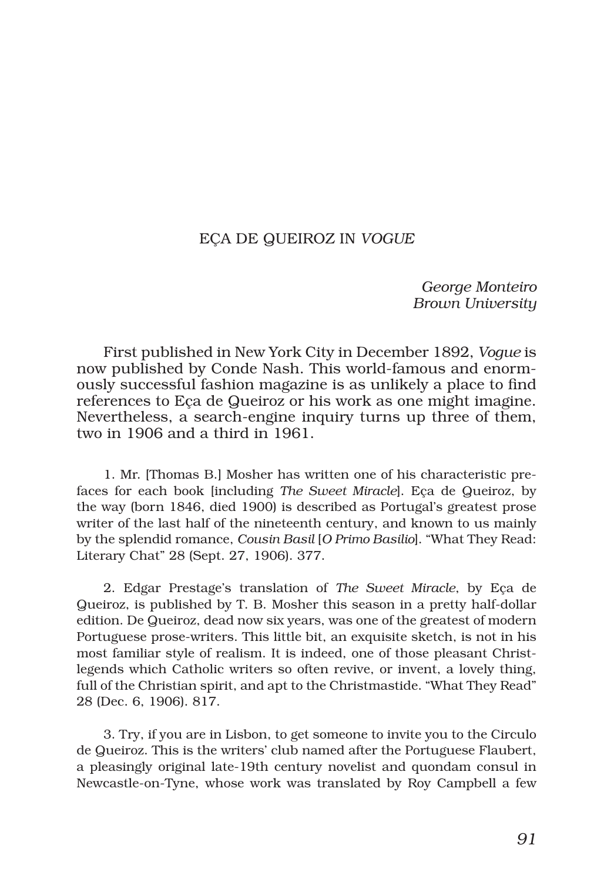# EÇA DE QUEIROZ IN *VOGUE*

*George Monteiro*
*Brown University*

First published in New York City in December 1892, *Vogue* is now published by Conde Nash. This world-famous and enormously successful fashion magazine is as unlikely a place to find references to Eça de Queiroz or his work as one might imagine. Nevertheless, a search-engine inquiry turns up three of them, two in 1906 and a third in 1961.

1. Mr. [Thomas B.] Mosher has written one of his characteristic prefaces for each book [including *The Sweet Miracle*]. Eça de Queiroz, by the way (born 1846, died 1900) is described as Portugal's greatest prose writer of the last half of the nineteenth century, and known to us mainly by the splendid romance, *Cousin Basil* [*O Primo Basilio*]. "What They Read: Literary Chat" 28 (Sept. 27, 1906). 377.

2. Edgar Prestage's translation of *The Sweet Miracle*, by Eça de Queiroz, is published by T. B. Mosher this season in a pretty half-dollar edition. De Queiroz, dead now six years, was one of the greatest of modern Portuguese prose-writers. This little bit, an exquisite sketch, is not in his most familiar style of realism. It is indeed, one of those pleasant Christ-legends which Catholic writers so often revive, or invent, a lovely thing, full of the Christian spirit, and apt to the Christmastide. "What They Read" 28 (Dec. 6, 1906). 817.

3. Try, if you are in Lisbon, to get someone to invite you to the Circulo de Queiroz. This is the writers' club named after the Portuguese Flaubert, a pleasingly original late-19th century novelist and quondam consul in Newcastle-on-Tyne, whose work was translated by Roy Campbell a few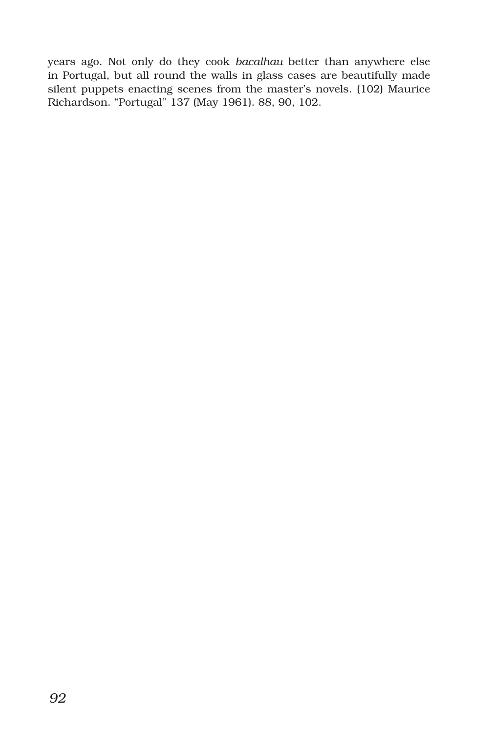years ago. Not only do they cook *bacalhau* better than anywhere else in Portugal, but all round the walls in glass cases are beautifully made silent puppets enacting scenes from the master's novels. (102) Maurice Richardson. "Portugal" 137 (May 1961). 88, 90, 102.